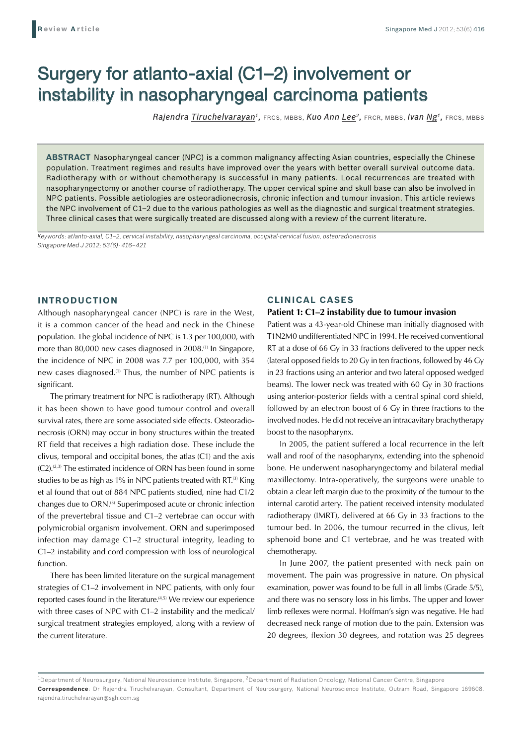Review Article

# Surgery for atlanto-axial (C1–2) involvement or instability in nasopharyngeal carcinoma patients

*Rajendra Tiruchelvarayan*[1], FRCS, MBBS, *Kuo Ann Lee*[2], FRCR, MBBS, *Ivan Ng*[1], FRCS, MBBS

**ABSTRACT** Nasopharyngeal cancer (NPC) is a common malignancy affecting Asian countries, especially the Chinese population. Treatment regimes and results have improved over the years with better overall survival outcome data. Radiotherapy with or without chemotherapy is successful in many patients. Local recurrences are treated with nasopharyngectomy or another course of radiotherapy. The upper cervical spine and skull base can also be involved in NPC patients. Possible aetiologies are osteoradionecrosis, chronic infection and tumour invasion. This article reviews the NPC involvement of C1–2 due to the various pathologies as well as the diagnostic and surgical treatment strategies. Three clinical cases that were surgically treated are discussed along with a review of the current literature.

*Keywords: atlanto-axial, C1–2, cervical instability, nasopharyngeal carcinoma, occipital-cervical fusion, osteoradionecrosis*

## INTRODUCTION

Although nasopharyngeal cancer (NPC) is rare in the West, it is a common cancer of the head and neck in the Chinese population. The global incidence of NPC is 1.3 per 100,000, with more than 80,000 new cases diagnosed in 2008.[1] In Singapore, the incidence of NPC in 2008 was 7.7 per 100,000, with 354 new cases diagnosed.[1] Thus, the number of NPC patients is significant.

The primary treatment for NPC is radiotherapy (RT). Although it has been shown to have good tumour control and overall survival rates, there are some associated side effects. Osteoradionecrosis (ORN) may occur in bony structures within the treated RT field that receives a high radiation dose. These include the clivus, temporal and occipital bones, the atlas (C1) and the axis (C2).[2,3] The estimated incidence of ORN has been found in some studies to be as high as 1% in NPC patients treated with RT.[3] King et al found that out of 884 NPC patients studied, nine had C1/2 changes due to ORN.[3] Superimposed acute or chronic infection of the prevertebral tissue and C1–2 vertebrae can occur with polymicrobial organism involvement. ORN and superimposed infection may damage C1–2 structural integrity, leading to C1–2 instability and cord compression with loss of neurological function.

There has been limited literature on the surgical management strategies of C1–2 involvement in NPC patients, with only four reported cases found in the literature.[4,5] We review our experience with three cases of NPC with C1–2 instability and the medical/surgical treatment strategies employed, along with a review of the current literature.

## CLINICAL CASES

### Patient 1: C1–2 instability due to tumour invasion

Patient was a 43-year-old Chinese man initially diagnosed with T1N2M0 undifferentiated NPC in 1994. He received conventional RT at a dose of 66 Gy in 33 fractions delivered to the upper neck (lateral opposed fields to 20 Gy in ten fractions, followed by 46 Gy in 23 fractions using an anterior and two lateral opposed wedged beams). The lower neck was treated with 60 Gy in 30 fractions using anterior-posterior fields with a central spinal cord shield, followed by an electron boost of 6 Gy in three fractions to the involved nodes. He did not receive an intracavitary brachytherapy boost to the nasopharynx.

In 2005, the patient suffered a local recurrence in the left wall and roof of the nasopharynx, extending into the sphenoid bone. He underwent nasopharyngectomy and bilateral medial maxillectomy. Intra-operatively, the surgeons were unable to obtain a clear left margin due to the proximity of the tumour to the internal carotid artery. The patient received intensity modulated radiotherapy (IMRT), delivered at 66 Gy in 33 fractions to the tumour bed. In 2006, the tumour recurred in the clivus, left sphenoid bone and C1 vertebrae, and he was treated with chemotherapy.

In June 2007, the patient presented with neck pain on movement. The pain was progressive in nature. On physical examination, power was found to be full in all limbs (Grade 5/5), and there was no sensory loss in his limbs. The upper and lower limb reflexes were normal. Hoffman's sign was negative. He had decreased neck range of motion due to the pain. Extension was 20 degrees, flexion 30 degrees, and rotation was 25 degrees

[1]Department of Neurosurgery, National Neuroscience Institute, Singapore, [2]Department of Radiation Oncology, National Cancer Centre, Singapore

**Correspondence**: Dr Rajendra Tiruchelvarayan, Consultant, Department of Neurosurgery, National Neuroscience Institute, Outram Road, Singapore 169608. rajendra.tiruchelvarayan@sgh.com.sg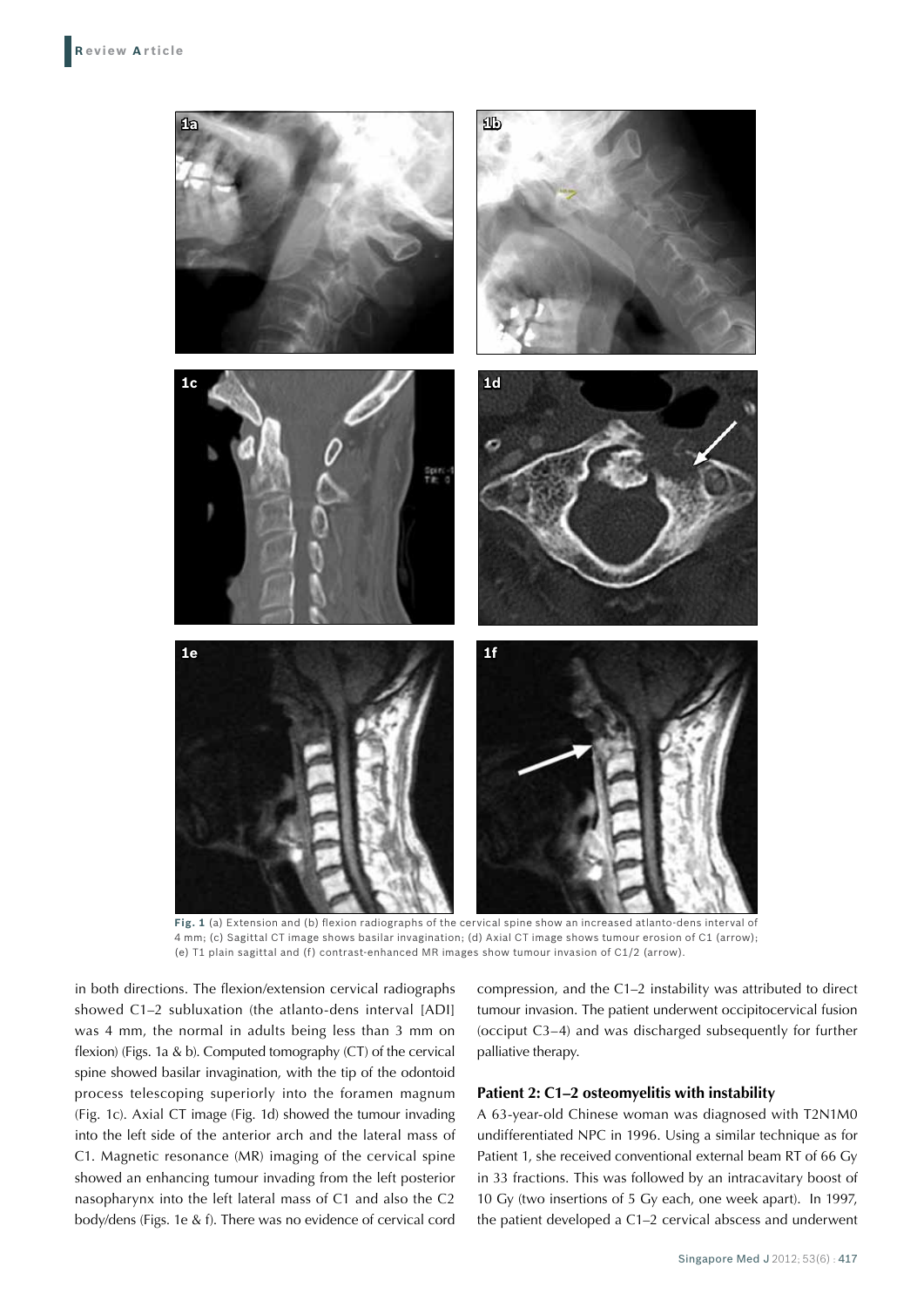**Fig. 1** (a) Extension and (b) flexion radiographs of the cervical spine show an increased atlanto-dens interval of 4 mm; (c) Sagittal CT image shows basilar invagination; (d) Axial CT image shows tumour erosion of C1 (arrow); (e) T1 plain sagittal and (f) contrast-enhanced MR images show tumour invasion of C1/2 (arrow).

in both directions. The flexion/extension cervical radiographs showed C1–2 subluxation (the atlanto-dens interval [ADI] was 4 mm, the normal in adults being less than 3 mm on flexion) (Figs. 1a & b). Computed tomography (CT) of the cervical spine showed basilar invagination, with the tip of the odontoid process telescoping superiorly into the foramen magnum (Fig. 1c). Axial CT image (Fig. 1d) showed the tumour invading into the left side of the anterior arch and the lateral mass of C1. Magnetic resonance (MR) imaging of the cervical spine showed an enhancing tumour invading from the left posterior nasopharynx into the left lateral mass of C1 and also the C2 body/dens (Figs. 1e & f). There was no evidence of cervical cord compression, and the C1–2 instability was attributed to direct tumour invasion. The patient underwent occipitocervical fusion (occiput C3–4) and was discharged subsequently for further palliative therapy.

### Patient 2: C1–2 osteomyelitis with instability

A 63-year-old Chinese woman was diagnosed with T2N1M0 undifferentiated NPC in 1996. Using a similar technique as for Patient 1, she received conventional external beam RT of 66 Gy in 33 fractions. This was followed by an intracavitary boost of 10 Gy (two insertions of 5 Gy each, one week apart). In 1997, the patient developed a C1–2 cervical abscess and underwent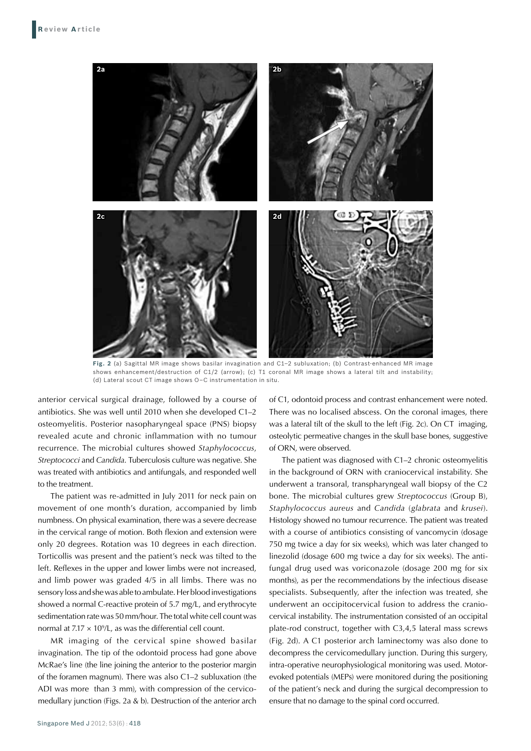**Fig. 2** (a) Sagittal MR image shows basilar invagination and C1–2 subluxation; (b) Contrast-enhanced MR image shows enhancement/destruction of C1/2 (arrow); (c) T1 coronal MR image shows a lateral tilt and instability; (d) Lateral scout CT image shows O–C instrumentation in situ.

anterior cervical surgical drainage, followed by a course of antibiotics. She was well until 2010 when she developed C1–2 osteomyelitis. Posterior nasopharyngeal space (PNS) biopsy revealed acute and chronic inflammation with no tumour recurrence. The microbial cultures showed *Staphylococcus*, *Streptococci* and *Candida*. Tuberculosis culture was negative. She was treated with antibiotics and antifungals, and responded well to the treatment.

The patient was re-admitted in July 2011 for neck pain on movement of one month's duration, accompanied by limb numbness. On physical examination, there was a severe decrease in the cervical range of motion. Both flexion and extension were only 20 degrees. Rotation was 10 degrees in each direction. Torticollis was present and the patient's neck was tilted to the left. Reflexes in the upper and lower limbs were not increased, and limb power was graded 4/5 in all limbs. There was no sensory loss and she was able to ambulate. Her blood investigations showed a normal C-reactive protein of 5.7 mg/L, and erythrocyte sedimentation rate was 50 mm/hour. The total white cell count was normal at $7.17 \times 10^9$/L, as was the differential cell count.

MR imaging of the cervical spine showed basilar invagination. The tip of the odontoid process had gone above McRae's line (the line joining the anterior to the posterior margin of the foramen magnum). There was also C1–2 subluxation (the ADI was more than 3 mm), with compression of the cervicomedullary junction (Figs. 2a & b). Destruction of the anterior arch of C1, odontoid process and contrast enhancement were noted. There was no localised abscess. On the coronal images, there was a lateral tilt of the skull to the left (Fig. 2c). On CT imaging, osteolytic permeative changes in the skull base bones, suggestive of ORN, were observed.

The patient was diagnosed with C1–2 chronic osteomyelitis in the background of ORN with craniocervical instability. She underwent a transoral, transpharyngeal wall biopsy of the C2 bone. The microbial cultures grew *Streptococcus* (Group B), *Staphylococcus aureus* and *Candida* (*glabrata* and *krusei*). Histology showed no tumour recurrence. The patient was treated with a course of antibiotics consisting of vancomycin (dosage 750 mg twice a day for six weeks), which was later changed to linezolid (dosage 600 mg twice a day for six weeks). The antifungal drug used was voriconazole (dosage 200 mg for six months), as per the recommendations by the infectious disease specialists. Subsequently, after the infection was treated, she underwent an occipitocervical fusion to address the craniocervical instability. The instrumentation consisted of an occipital plate-rod construct, together with C3,4,5 lateral mass screws (Fig. 2d). A C1 posterior arch laminectomy was also done to decompress the cervicomedullary junction. During this surgery, intra-operative neurophysiological monitoring was used. Motor-evoked potentials (MEPs) were monitored during the positioning of the patient's neck and during the surgical decompression to ensure that no damage to the spinal cord occurred.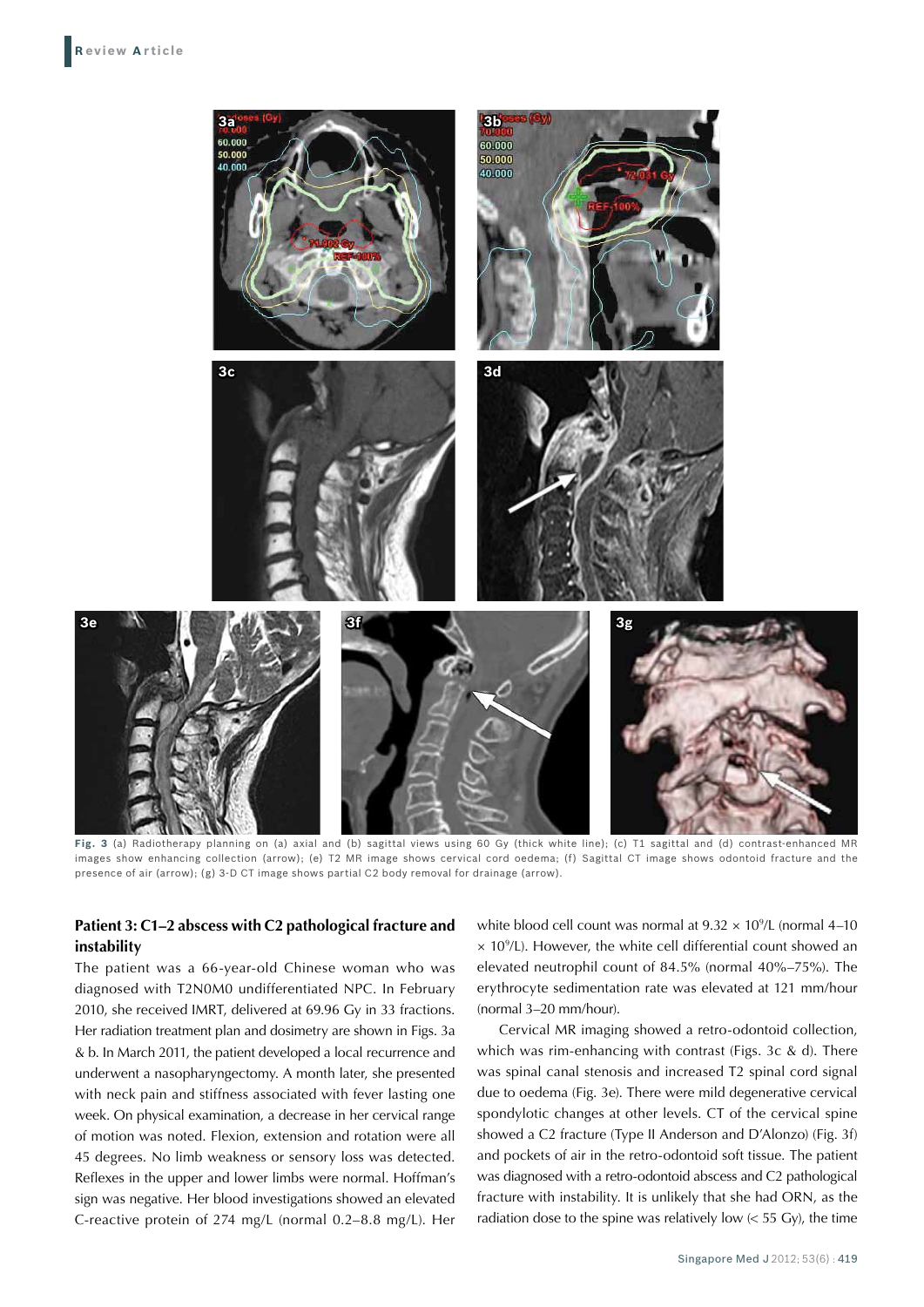Fig. 3 (a) Radiotherapy planning on (a) axial and (b) sagittal views using 60 Gy (thick white line); (c) T1 sagittal and (d) contrast-enhanced MR images show enhancing collection (arrow); (e) T2 MR image shows cervical cord oedema; (f) Sagittal CT image shows odontoid fracture and the presence of air (arrow); (g) 3-D CT image shows partial C2 body removal for drainage (arrow).

### Patient 3: C1–2 abscess with C2 pathological fracture and instability

The patient was a 66-year-old Chinese woman who was diagnosed with T2N0M0 undifferentiated NPC. In February 2010, she received IMRT, delivered at 69.96 Gy in 33 fractions. Her radiation treatment plan and dosimetry are shown in Figs. 3a & b. In March 2011, the patient developed a local recurrence and underwent a nasopharyngectomy. A month later, she presented with neck pain and stiffness associated with fever lasting one week. On physical examination, a decrease in her cervical range of motion was noted. Flexion, extension and rotation were all 45 degrees. No limb weakness or sensory loss was detected. Reflexes in the upper and lower limbs were normal. Hoffman's sign was negative. Her blood investigations showed an elevated C-reactive protein of 274 mg/L (normal 0.2–8.8 mg/L). Her white blood cell count was normal at $9.32 \times 10^9$/L (normal 4–10 $\times 10^9$/L). However, the white cell differential count showed an elevated neutrophil count of 84.5% (normal 40%–75%). The erythrocyte sedimentation rate was elevated at 121 mm/hour (normal 3–20 mm/hour).

Cervical MR imaging showed a retro-odontoid collection, which was rim-enhancing with contrast (Figs. 3c & d). There was spinal canal stenosis and increased T2 spinal cord signal due to oedema (Fig. 3e). There were mild degenerative cervical spondylotic changes at other levels. CT of the cervical spine showed a C2 fracture (Type II Anderson and D'Alonzo) (Fig. 3f) and pockets of air in the retro-odontoid soft tissue. The patient was diagnosed with a retro-odontoid abscess and C2 pathological fracture with instability. It is unlikely that she had ORN, as the radiation dose to the spine was relatively low (< 55 Gy), the time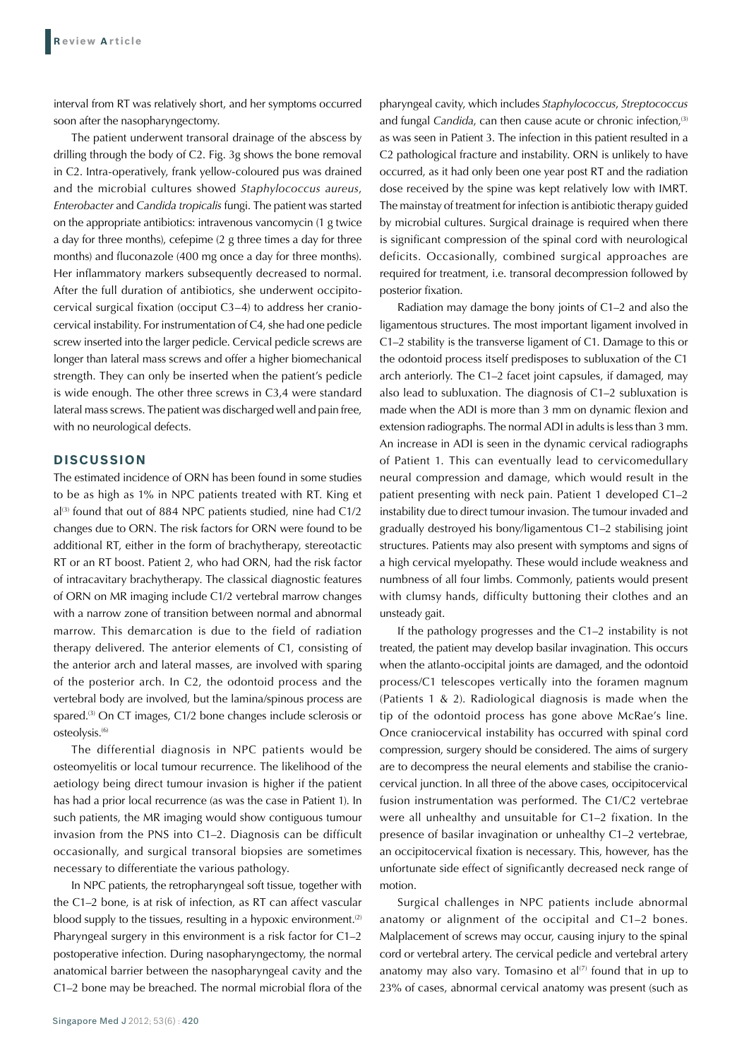interval from RT was relatively short, and her symptoms occurred soon after the nasopharyngectomy.

The patient underwent transoral drainage of the abscess by drilling through the body of C2. Fig. 3g shows the bone removal in C2. Intra-operatively, frank yellow-coloured pus was drained and the microbial cultures showed *Staphylococcus aureus*, *Enterobacter* and *Candida tropicalis* fungi. The patient was started on the appropriate antibiotics: intravenous vancomycin (1 g twice a day for three months), cefepime (2 g three times a day for three months) and fluconazole (400 mg once a day for three months). Her inflammatory markers subsequently decreased to normal. After the full duration of antibiotics, she underwent occipitocervical surgical fixation (occiput C3–4) to address her craniocervical instability. For instrumentation of C4, she had one pedicle screw inserted into the larger pedicle. Cervical pedicle screws are longer than lateral mass screws and offer a higher biomechanical strength. They can only be inserted when the patient's pedicle is wide enough. The other three screws in C3,4 were standard lateral mass screws. The patient was discharged well and pain free, with no neurological defects.

## DISCUSSION

The estimated incidence of ORN has been found in some studies to be as high as 1% in NPC patients treated with RT. King et al[3] found that out of 884 NPC patients studied, nine had C1/2 changes due to ORN. The risk factors for ORN were found to be additional RT, either in the form of brachytherapy, stereotactic RT or an RT boost. Patient 2, who had ORN, had the risk factor of intracavitary brachytherapy. The classical diagnostic features of ORN on MR imaging include C1/2 vertebral marrow changes with a narrow zone of transition between normal and abnormal marrow. This demarcation is due to the field of radiation therapy delivered. The anterior elements of C1, consisting of the anterior arch and lateral masses, are involved with sparing of the posterior arch. In C2, the odontoid process and the vertebral body are involved, but the lamina/spinous process are spared.[3] On CT images, C1/2 bone changes include sclerosis or osteolysis.[6]

The differential diagnosis in NPC patients would be osteomyelitis or local tumour recurrence. The likelihood of the aetiology being direct tumour invasion is higher if the patient has had a prior local recurrence (as was the case in Patient 1). In such patients, the MR imaging would show contiguous tumour invasion from the PNS into C1–2. Diagnosis can be difficult occasionally, and surgical transoral biopsies are sometimes necessary to differentiate the various pathology.

In NPC patients, the retropharyngeal soft tissue, together with the C1–2 bone, is at risk of infection, as RT can affect vascular blood supply to the tissues, resulting in a hypoxic environment.[2] Pharyngeal surgery in this environment is a risk factor for C1–2 postoperative infection. During nasopharyngectomy, the normal anatomical barrier between the nasopharyngeal cavity and the C1–2 bone may be breached. The normal microbial flora of the pharyngeal cavity, which includes *Staphylococcus*, *Streptococcus* and fungal *Candida*, can then cause acute or chronic infection,[3] as was seen in Patient 3. The infection in this patient resulted in a C2 pathological fracture and instability. ORN is unlikely to have occurred, as it had only been one year post RT and the radiation dose received by the spine was kept relatively low with IMRT. The mainstay of treatment for infection is antibiotic therapy guided by microbial cultures. Surgical drainage is required when there is significant compression of the spinal cord with neurological deficits. Occasionally, combined surgical approaches are required for treatment, i.e. transoral decompression followed by posterior fixation.

Radiation may damage the bony joints of C1–2 and also the ligamentous structures. The most important ligament involved in C1–2 stability is the transverse ligament of C1. Damage to this or the odontoid process itself predisposes to subluxation of the C1 arch anteriorly. The C1–2 facet joint capsules, if damaged, may also lead to subluxation. The diagnosis of C1–2 subluxation is made when the ADI is more than 3 mm on dynamic flexion and extension radiographs. The normal ADI in adults is less than 3 mm. An increase in ADI is seen in the dynamic cervical radiographs of Patient 1. This can eventually lead to cervicomedullary neural compression and damage, which would result in the patient presenting with neck pain. Patient 1 developed C1–2 instability due to direct tumour invasion. The tumour invaded and gradually destroyed his bony/ligamentous C1–2 stabilising joint structures. Patients may also present with symptoms and signs of a high cervical myelopathy. These would include weakness and numbness of all four limbs. Commonly, patients would present with clumsy hands, difficulty buttoning their clothes and an unsteady gait.

If the pathology progresses and the C1–2 instability is not treated, the patient may develop basilar invagination. This occurs when the atlanto-occipital joints are damaged, and the odontoid process/C1 telescopes vertically into the foramen magnum (Patients 1 & 2). Radiological diagnosis is made when the tip of the odontoid process has gone above McRae's line. Once craniocervical instability has occurred with spinal cord compression, surgery should be considered. The aims of surgery are to decompress the neural elements and stabilise the craniocervical junction. In all three of the above cases, occipitocervical fusion instrumentation was performed. The C1/C2 vertebrae were all unhealthy and unsuitable for C1–2 fixation. In the presence of basilar invagination or unhealthy C1–2 vertebrae, an occipitocervical fixation is necessary. This, however, has the unfortunate side effect of significantly decreased neck range of motion.

Surgical challenges in NPC patients include abnormal anatomy or alignment of the occipital and C1–2 bones. Malplacement of screws may occur, causing injury to the spinal cord or vertebral artery. The cervical pedicle and vertebral artery anatomy may also vary. Tomasino et al[7] found that in up to 23% of cases, abnormal cervical anatomy was present (such as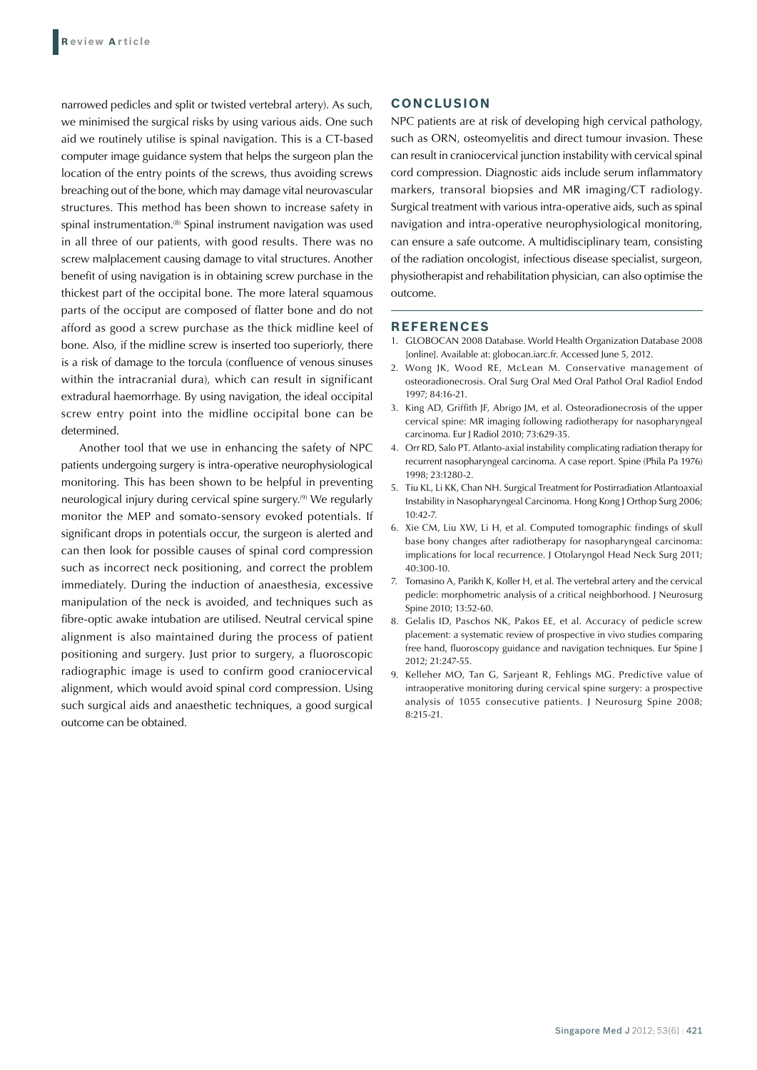narrowed pedicles and split or twisted vertebral artery). As such, we minimised the surgical risks by using various aids. One such aid we routinely utilise is spinal navigation. This is a CT-based computer image guidance system that helps the surgeon plan the location of the entry points of the screws, thus avoiding screws breaching out of the bone, which may damage vital neurovascular structures. This method has been shown to increase safety in spinal instrumentation.[8] Spinal instrument navigation was used in all three of our patients, with good results. There was no screw malplacement causing damage to vital structures. Another benefit of using navigation is in obtaining screw purchase in the thickest part of the occipital bone. The more lateral squamous parts of the occiput are composed of flatter bone and do not afford as good a screw purchase as the thick midline keel of bone. Also, if the midline screw is inserted too superiorly, there is a risk of damage to the torcula (confluence of venous sinuses within the intracranial dura), which can result in significant extradural haemorrhage. By using navigation, the ideal occipital screw entry point into the midline occipital bone can be determined.

Another tool that we use in enhancing the safety of NPC patients undergoing surgery is intra-operative neurophysiological monitoring. This has been shown to be helpful in preventing neurological injury during cervical spine surgery.[9] We regularly monitor the MEP and somato-sensory evoked potentials. If significant drops in potentials occur, the surgeon is alerted and can then look for possible causes of spinal cord compression such as incorrect neck positioning, and correct the problem immediately. During the induction of anaesthesia, excessive manipulation of the neck is avoided, and techniques such as fibre-optic awake intubation are utilised. Neutral cervical spine alignment is also maintained during the process of patient positioning and surgery. Just prior to surgery, a fluoroscopic radiographic image is used to confirm good craniocervical alignment, which would avoid spinal cord compression. Using such surgical aids and anaesthetic techniques, a good surgical outcome can be obtained.

## CONCLUSION

NPC patients are at risk of developing high cervical pathology, such as ORN, osteomyelitis and direct tumour invasion. These can result in craniocervical junction instability with cervical spinal cord compression. Diagnostic aids include serum inflammatory markers, transoral biopsies and MR imaging/CT radiology. Surgical treatment with various intra-operative aids, such as spinal navigation and intra-operative neurophysiological monitoring, can ensure a safe outcome. A multidisciplinary team, consisting of the radiation oncologist, infectious disease specialist, surgeon, physiotherapist and rehabilitation physician, can also optimise the outcome.

## REFERENCES

1. GLOBOCAN 2008 Database. World Health Organization Database 2008 [online]. Available at: globocan.iarc.fr. Accessed June 5, 2012.
2. Wong JK, Wood RE, McLean M. Conservative management of osteoradionecrosis. Oral Surg Oral Med Oral Pathol Oral Radiol Endod 1997; 84:16-21.
3. King AD, Griffith JF, Abrigo JM, et al. Osteoradionecrosis of the upper cervical spine: MR imaging following radiotherapy for nasopharyngeal carcinoma. Eur J Radiol 2010; 73:629-35.
4. Orr RD, Salo PT. Atlanto-axial instability complicating radiation therapy for recurrent nasopharyngeal carcinoma. A case report. Spine (Phila Pa 1976) 1998; 23:1280-2.
5. Tiu KL, Li KK, Chan NH. Surgical Treatment for Postirradiation Atlantoaxial Instability in Nasopharyngeal Carcinoma. Hong Kong J Orthop Surg 2006; 10:42-7.
6. Xie CM, Liu XW, Li H, et al. Computed tomographic findings of skull base bony changes after radiotherapy for nasopharyngeal carcinoma: implications for local recurrence. J Otolaryngol Head Neck Surg 2011; 40:300-10.
7. Tomasino A, Parikh K, Koller H, et al. The vertebral artery and the cervical pedicle: morphometric analysis of a critical neighborhood. J Neurosurg Spine 2010; 13:52-60.
8. Gelalis ID, Paschos NK, Pakos EE, et al. Accuracy of pedicle screw placement: a systematic review of prospective in vivo studies comparing free hand, fluoroscopy guidance and navigation techniques. Eur Spine J 2012; 21:247-55.
9. Kelleher MO, Tan G, Sarjeant R, Fehlings MG. Predictive value of intraoperative monitoring during cervical spine surgery: a prospective analysis of 1055 consecutive patients. J Neurosurg Spine 2008; 8:215-21.